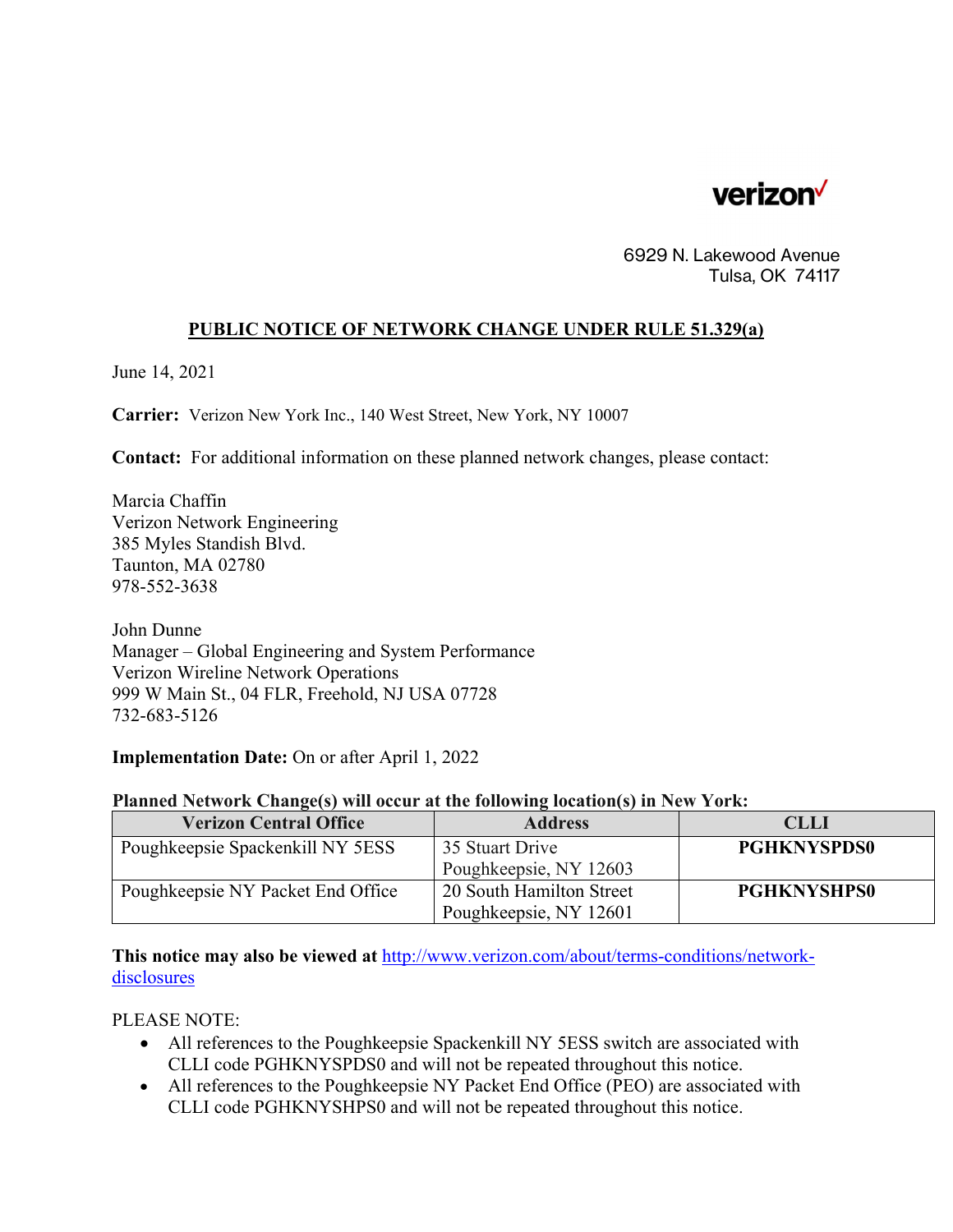verizon

6929 N. Lakewood Avenue
Tulsa, OK 74117

## PUBLIC NOTICE OF NETWORK CHANGE UNDER RULE 51.329(a)

June 14, 2021

**Carrier:** Verizon New York Inc., 140 West Street, New York, NY 10007

**Contact:** For additional information on these planned network changes, please contact:

Marcia Chaffin
Verizon Network Engineering
385 Myles Standish Blvd.
Taunton, MA 02780
978-552-3638

John Dunne
Manager – Global Engineering and System Performance
Verizon Wireline Network Operations
999 W Main St., 04 FLR, Freehold, NJ USA 07728
732-683-5126

**Implementation Date:** On or after April 1, 2022

**Planned Network Change(s) will occur at the following location(s) in New York:**

| Verizon Central Office | Address | CLLI |
|---|---|---|
| Poughkeepsie Spackenkill NY 5ESS | 35 Stuart Drive Poughkeepsie, NY 12603 | **PGHKNYSPDS0** |
| Poughkeepsie NY Packet End Office | 20 South Hamilton Street Poughkeepsie, NY 12601 | **PGHKNYSHPS0** |

**This notice may also be viewed at** [http://www.verizon.com/about/terms-conditions/network-disclosures](http://www.verizon.com/about/terms-conditions/network-disclosures)

PLEASE NOTE:

- All references to the Poughkeepsie Spackenkill NY 5ESS switch are associated with CLLI code PGHKNYSPDS0 and will not be repeated throughout this notice.
- All references to the Poughkeepsie NY Packet End Office (PEO) are associated with CLLI code PGHKNYSHPS0 and will not be repeated throughout this notice.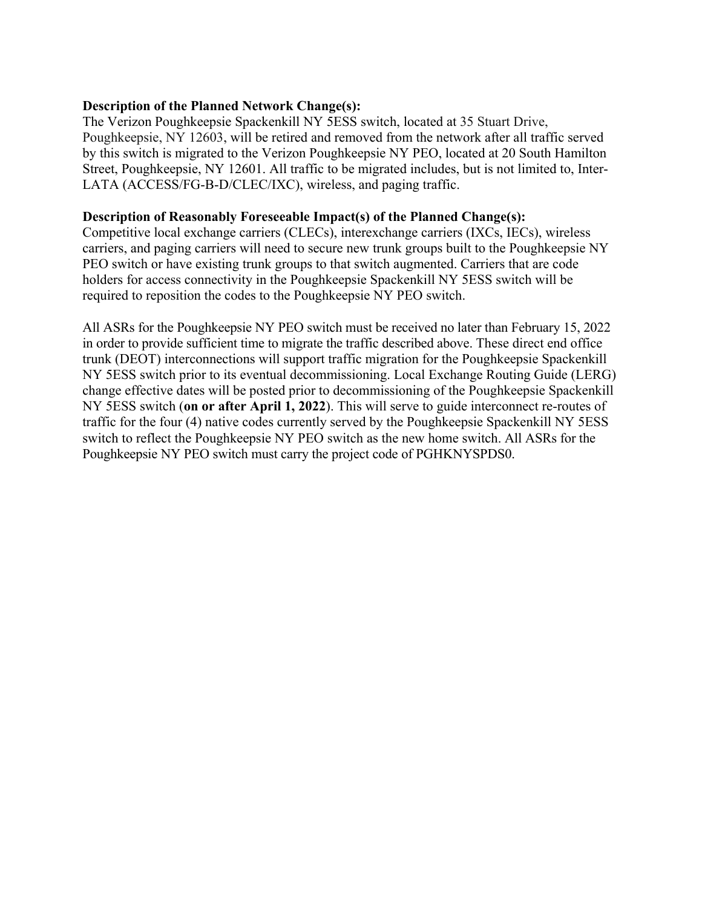**Description of the Planned Network Change(s):**
The Verizon Poughkeepsie Spackenkill NY 5ESS switch, located at 35 Stuart Drive, Poughkeepsie, NY 12603, will be retired and removed from the network after all traffic served by this switch is migrated to the Verizon Poughkeepsie NY PEO, located at 20 South Hamilton Street, Poughkeepsie, NY 12601. All traffic to be migrated includes, but is not limited to, Inter-LATA (ACCESS/FG-B-D/CLEC/IXC), wireless, and paging traffic.

**Description of Reasonably Foreseeable Impact(s) of the Planned Change(s):**
Competitive local exchange carriers (CLECs), interexchange carriers (IXCs, IECs), wireless carriers, and paging carriers will need to secure new trunk groups built to the Poughkeepsie NY PEO switch or have existing trunk groups to that switch augmented. Carriers that are code holders for access connectivity in the Poughkeepsie Spackenkill NY 5ESS switch will be required to reposition the codes to the Poughkeepsie NY PEO switch.

All ASRs for the Poughkeepsie NY PEO switch must be received no later than February 15, 2022 in order to provide sufficient time to migrate the traffic described above. These direct end office trunk (DEOT) interconnections will support traffic migration for the Poughkeepsie Spackenkill NY 5ESS switch prior to its eventual decommissioning. Local Exchange Routing Guide (LERG) change effective dates will be posted prior to decommissioning of the Poughkeepsie Spackenkill NY 5ESS switch (**on or after April 1, 2022**). This will serve to guide interconnect re-routes of traffic for the four (4) native codes currently served by the Poughkeepsie Spackenkill NY 5ESS switch to reflect the Poughkeepsie NY PEO switch as the new home switch. All ASRs for the Poughkeepsie NY PEO switch must carry the project code of PGHKNYSPDS0.